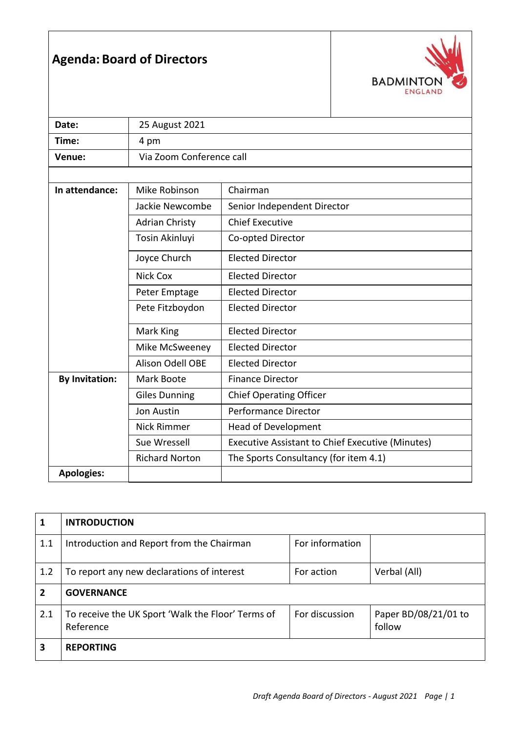# Agenda: Board of Directors

BADMINTON ENGLAND

| | | |
|---|---|---|
| **Date:** | 25 August 2021 | |
| **Time:** | 4 pm | |
| **Venue:** | Via Zoom Conference call | |
| | | |
| **In attendance:** | Mike Robinson | Chairman |
| | Jackie Newcombe | Senior Independent Director |
| | Adrian Christy | Chief Executive |
| | Tosin Akinluyi | Co-opted Director |
| | Joyce Church | Elected Director |
| | Nick Cox | Elected Director |
| | Peter Emptage | Elected Director |
| | Pete Fitzboydon | Elected Director |
| | Mark King | Elected Director |
| | Mike McSweeney | Elected Director |
| | Alison Odell OBE | Elected Director |
| **By Invitation:** | Mark Boote | Finance Director |
| | Giles Dunning | Chief Operating Officer |
| | Jon Austin | Performance Director |
| | Nick Rimmer | Head of Development |
| | Sue Wressell | Executive Assistant to Chief Executive (Minutes) |
| | Richard Norton | The Sports Consultancy (for item 4.1) |
| **Apologies:** | | |

| | | | |
|---|---|---|---|
| **1** | **INTRODUCTION** | | |
| 1.1 | Introduction and Report from the Chairman | For information | |
| 1.2 | To report any new declarations of interest | For action | Verbal (All) |
| **2** | **GOVERNANCE** | | |
| 2.1 | To receive the UK Sport 'Walk the Floor' Terms of Reference | For discussion | Paper BD/08/21/01 to follow |
| **3** | **REPORTING** | | |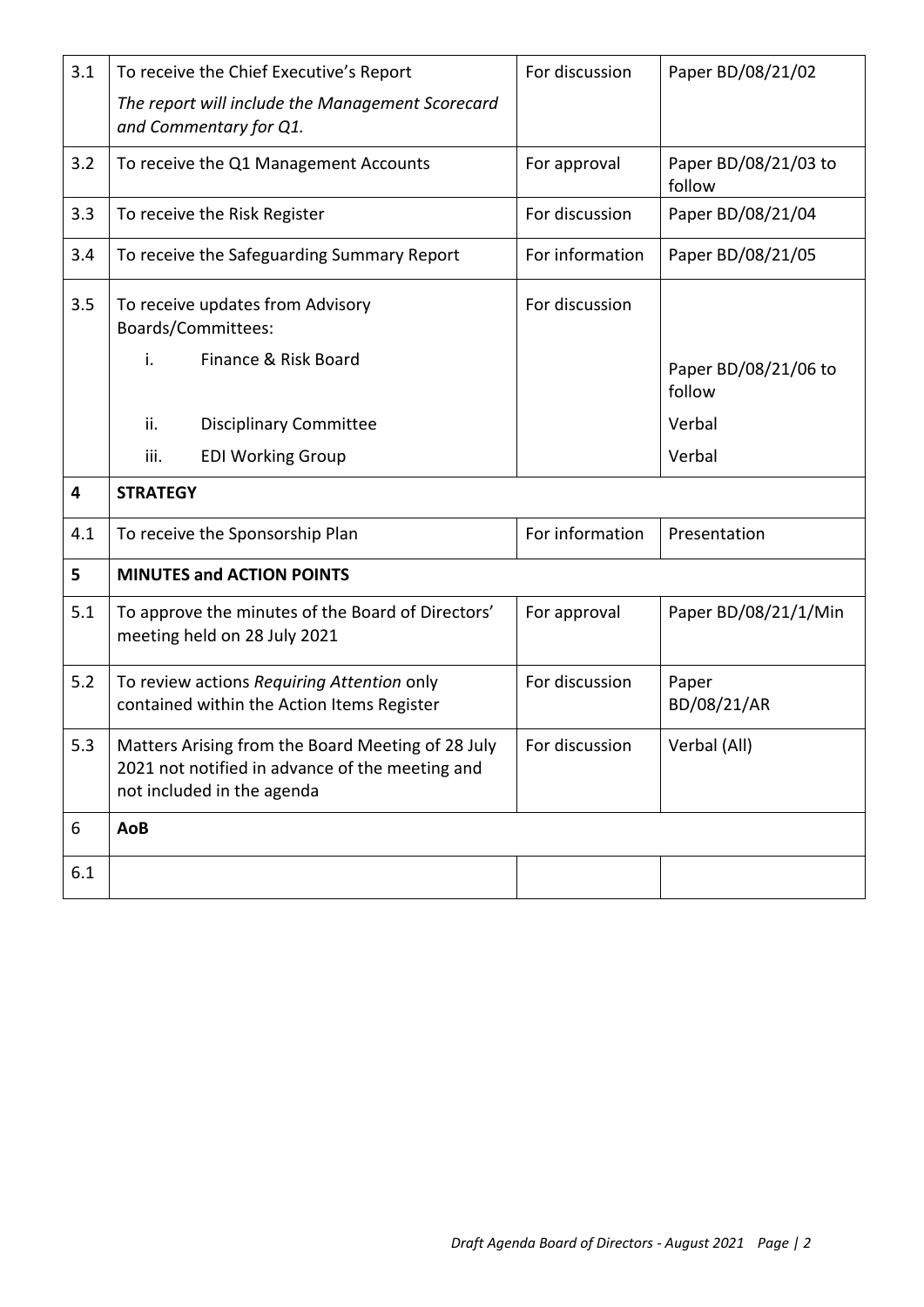| | | | |
|---|---|---|---|
| 3.1 | To receive the Chief Executive's Report<br>*The report will include the Management Scorecard and Commentary for Q1.* | For discussion | Paper BD/08/21/02 |
| 3.2 | To receive the Q1 Management Accounts | For approval | Paper BD/08/21/03 to follow |
| 3.3 | To receive the Risk Register | For discussion | Paper BD/08/21/04 |
| 3.4 | To receive the Safeguarding Summary Report | For information | Paper BD/08/21/05 |
| 3.5 | To receive updates from Advisory Boards/Committees:<br>i. Finance & Risk Board<br>ii. Disciplinary Committee<br>iii. EDI Working Group | For discussion | <br>Paper BD/08/21/06 to follow<br>Verbal<br>Verbal |
| **4** | **STRATEGY** | | |
| 4.1 | To receive the Sponsorship Plan | For information | Presentation |
| **5** | **MINUTES and ACTION POINTS** | | |
| 5.1 | To approve the minutes of the Board of Directors' meeting held on 28 July 2021 | For approval | Paper BD/08/21/1/Min |
| 5.2 | To review actions *Requiring Attention* only contained within the Action Items Register | For discussion | Paper BD/08/21/AR |
| 5.3 | Matters Arising from the Board Meeting of 28 July 2021 not notified in advance of the meeting and not included in the agenda | For discussion | Verbal (All) |
| 6 | **AoB** | | |
| 6.1 | | | |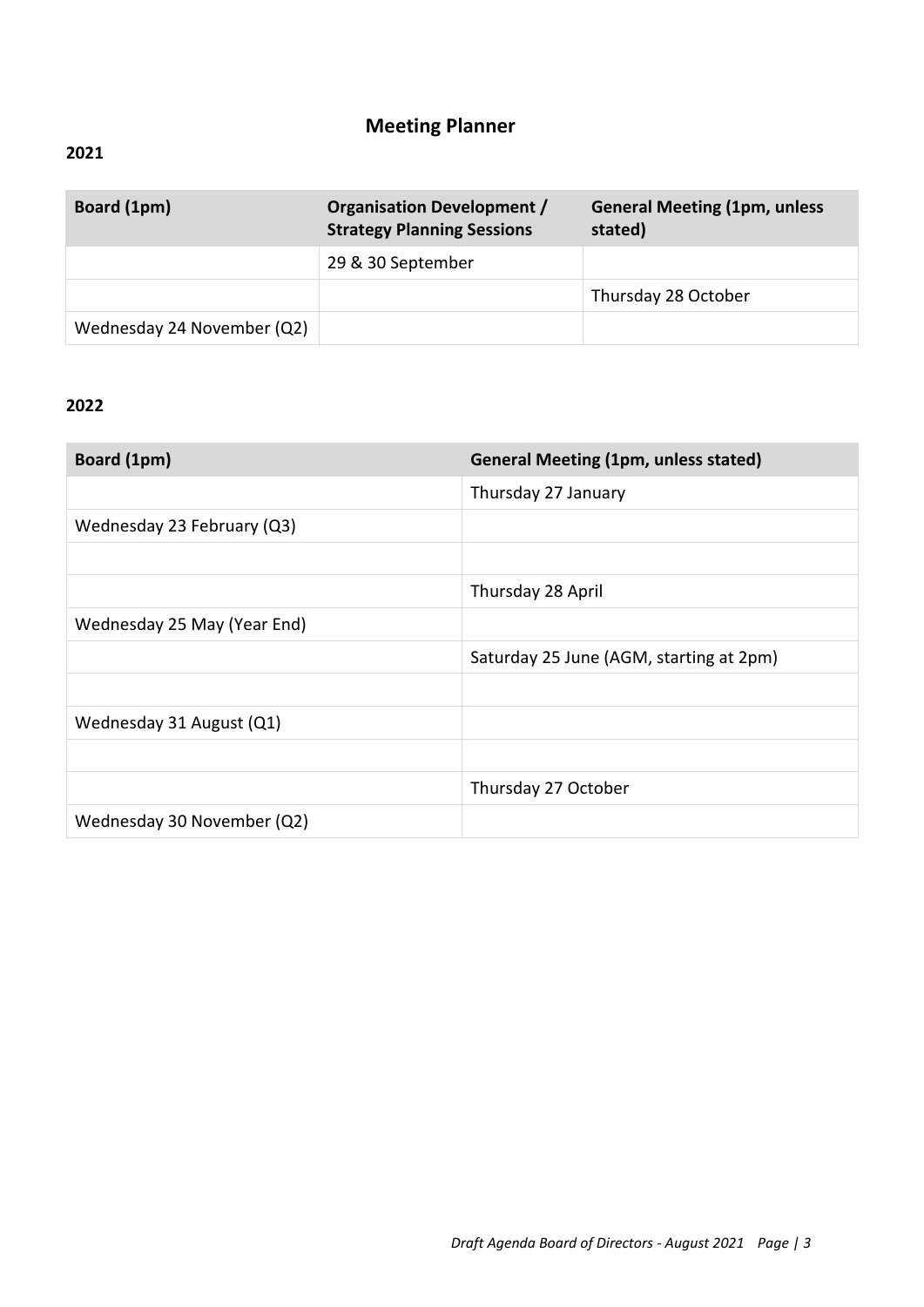# Meeting Planner

**2021**

| Board (1pm) | Organisation Development / Strategy Planning Sessions | General Meeting (1pm, unless stated) |
|---|---|---|
| | 29 & 30 September | |
| | | Thursday 28 October |
| Wednesday 24 November (Q2) | | |

**2022**

| Board (1pm) | General Meeting (1pm, unless stated) |
|---|---|
| | Thursday 27 January |
| Wednesday 23 February (Q3) | |
| | |
| | Thursday 28 April |
| Wednesday 25 May (Year End) | |
| | Saturday 25 June (AGM, starting at 2pm) |
| | |
| Wednesday 31 August (Q1) | |
| | |
| | Thursday 27 October |
| Wednesday 30 November (Q2) | |